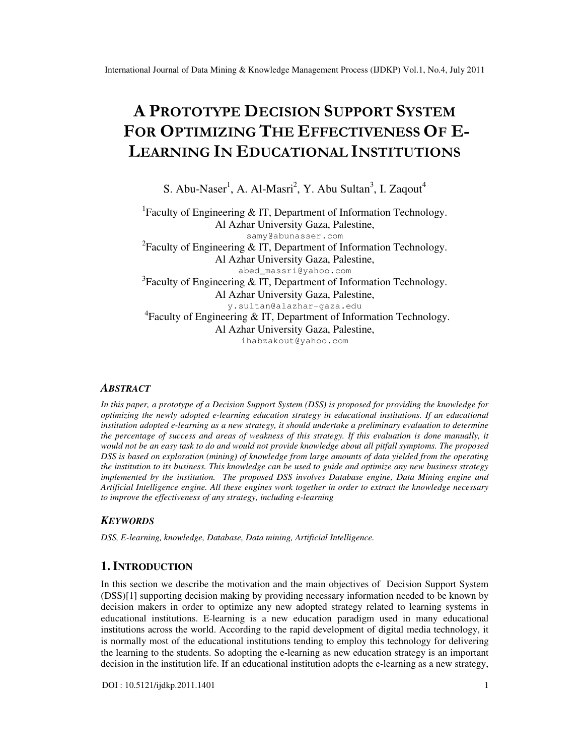# A PROTOTYPE DECISION SUPPORT SYSTEM FOR OPTIMIZING THE EFFECTIVENESS OF E-LEARNING IN EDUCATIONAL INSTITUTIONS

S. Abu-Naser[1], A. Al-Masri[2], Y. Abu Sultan[3], I. Zaqout[4]

[1]Faculty of Engineering & IT, Department of Information Technology.
Al Azhar University Gaza, Palestine,
samy@abunasser.com

[2]Faculty of Engineering & IT, Department of Information Technology.
Al Azhar University Gaza, Palestine,
abed_massri@yahoo.com

[3]Faculty of Engineering & IT, Department of Information Technology.
Al Azhar University Gaza, Palestine,
y.sultan@alazhar-gaza.edu

[4]Faculty of Engineering & IT, Department of Information Technology.
Al Azhar University Gaza, Palestine,
ihabzakout@yahoo.com

## ABSTRACT

*In this paper, a prototype of a Decision Support System (DSS) is proposed for providing the knowledge for optimizing the newly adopted e-learning education strategy in educational institutions. If an educational institution adopted e-learning as a new strategy, it should undertake a preliminary evaluation to determine the percentage of success and areas of weakness of this strategy. If this evaluation is done manually, it would not be an easy task to do and would not provide knowledge about all pitfall symptoms. The proposed DSS is based on exploration (mining) of knowledge from large amounts of data yielded from the operating the institution to its business. This knowledge can be used to guide and optimize any new business strategy implemented by the institution. The proposed DSS involves Database engine, Data Mining engine and Artificial Intelligence engine. All these engines work together in order to extract the knowledge necessary to improve the effectiveness of any strategy, including e-learning*

## KEYWORDS

*DSS, E-learning, knowledge, Database, Data mining, Artificial Intelligence.*

## 1. INTRODUCTION

In this section we describe the motivation and the main objectives of Decision Support System (DSS)[1] supporting decision making by providing necessary information needed to be known by decision makers in order to optimize any new adopted strategy related to learning systems in educational institutions. E-learning is a new education paradigm used in many educational institutions across the world. According to the rapid development of digital media technology, it is normally most of the educational institutions tending to employ this technology for delivering the learning to the students. So adopting the e-learning as new education strategy is an important decision in the institution life. If an educational institution adopts the e-learning as a new strategy,

DOI : 10.5121/ijdkp.2011.1401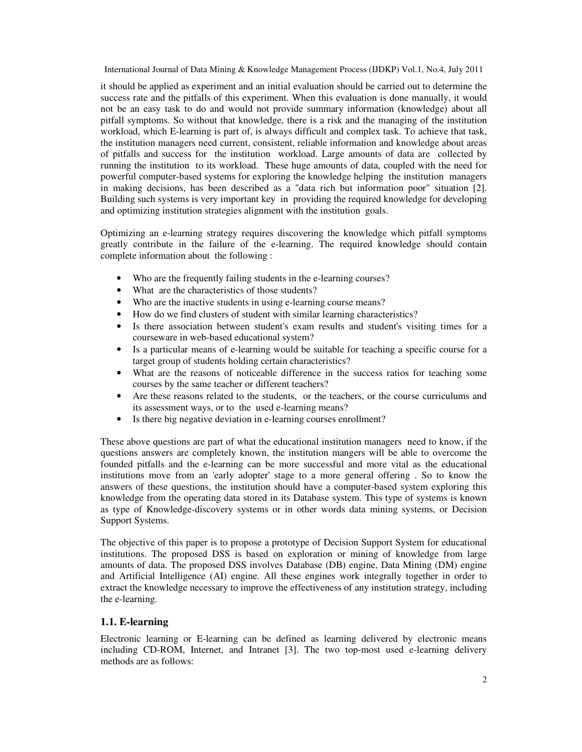it should be applied as experiment and an initial evaluation should be carried out to determine the success rate and the pitfalls of this experiment. When this evaluation is done manually, it would not be an easy task to do and would not provide summary information (knowledge) about all pitfall symptoms. So without that knowledge, there is a risk and the managing of the institution workload, which E-learning is part of, is always difficult and complex task. To achieve that task, the institution managers need current, consistent, reliable information and knowledge about areas of pitfalls and success for the institution workload. Large amounts of data are collected by running the institution to its workload. These huge amounts of data, coupled with the need for powerful computer-based systems for exploring the knowledge helping the institution managers in making decisions, has been described as a "data rich but information poor" situation [2]. Building such systems is very important key in providing the required knowledge for developing and optimizing institution strategies alignment with the institution goals.

Optimizing an e-learning strategy requires discovering the knowledge which pitfall symptoms greatly contribute in the failure of the e-learning. The required knowledge should contain complete information about the following :

- Who are the frequently failing students in the e-learning courses?
- What are the characteristics of those students?
- Who are the inactive students in using e-learning course means?
- How do we find clusters of student with similar learning characteristics?
- Is there association between student's exam results and student's visiting times for a courseware in web-based educational system?
- Is a particular means of e-learning would be suitable for teaching a specific course for a target group of students holding certain characteristics?
- What are the reasons of noticeable difference in the success ratios for teaching some courses by the same teacher or different teachers?
- Are these reasons related to the students, or the teachers, or the course curriculums and its assessment ways, or to the used e-learning means?
- Is there big negative deviation in e-learning courses enrollment?

These above questions are part of what the educational institution managers need to know, if the questions answers are completely known, the institution mangers will be able to overcome the founded pitfalls and the e-learning can be more successful and more vital as the educational institutions move from an 'early adopter' stage to a more general offering . So to know the answers of these questions, the institution should have a computer-based system exploring this knowledge from the operating data stored in its Database system. This type of systems is known as type of Knowledge-discovery systems or in other words data mining systems, or Decision Support Systems.

The objective of this paper is to propose a prototype of Decision Support System for educational institutions. The proposed DSS is based on exploration or mining of knowledge from large amounts of data. The proposed DSS involves Database (DB) engine, Data Mining (DM) engine and Artificial Intelligence (AI) engine. All these engines work integrally together in order to extract the knowledge necessary to improve the effectiveness of any institution strategy, including the e-learning.

### 1.1. E-learning

Electronic learning or E-learning can be defined as learning delivered by electronic means including CD-ROM, Internet, and Intranet [3]. The two top-most used e-learning delivery methods are as follows: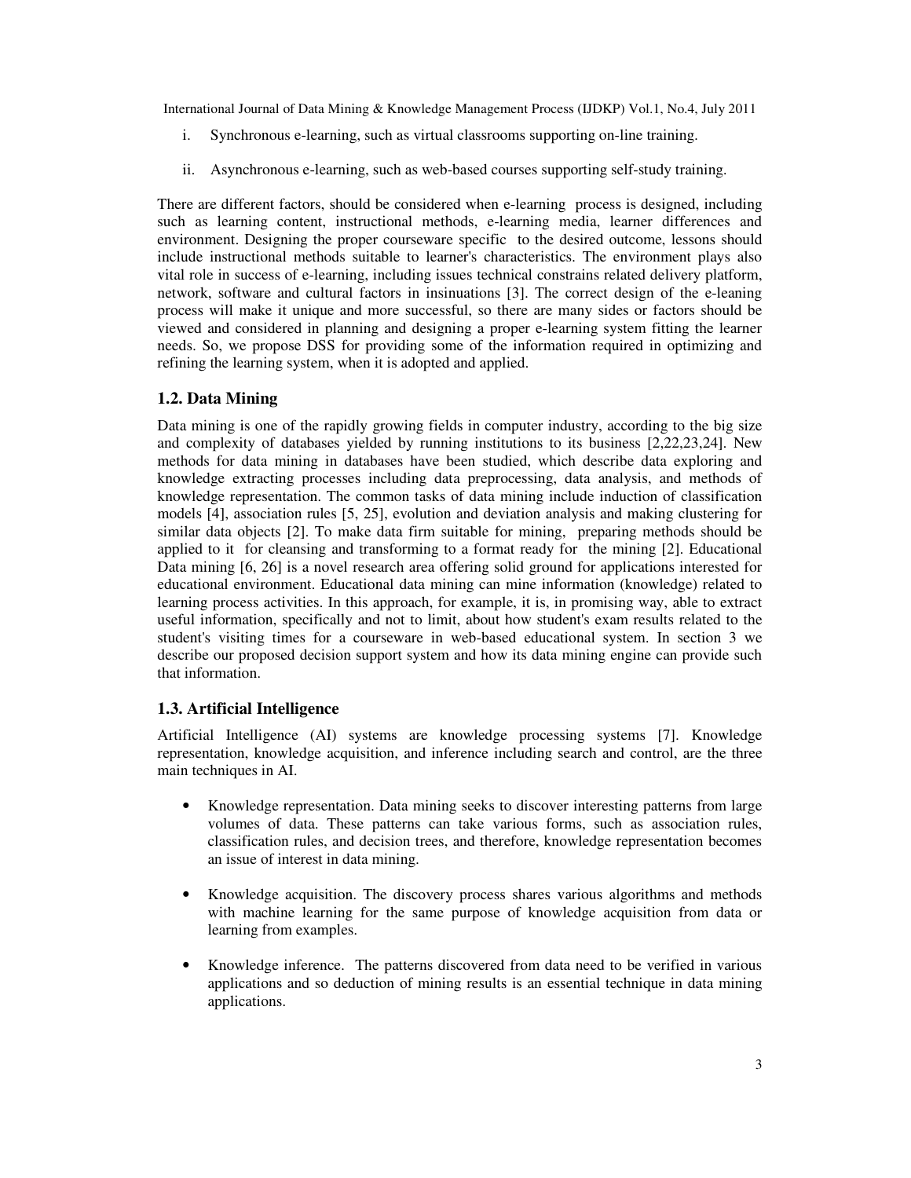i. Synchronous e-learning, such as virtual classrooms supporting on-line training.

ii. Asynchronous e-learning, such as web-based courses supporting self-study training.

There are different factors, should be considered when e-learning process is designed, including such as learning content, instructional methods, e-learning media, learner differences and environment. Designing the proper courseware specific to the desired outcome, lessons should include instructional methods suitable to learner's characteristics. The environment plays also vital role in success of e-learning, including issues technical constrains related delivery platform, network, software and cultural factors in insinuations [3]. The correct design of the e-leaning process will make it unique and more successful, so there are many sides or factors should be viewed and considered in planning and designing a proper e-learning system fitting the learner needs. So, we propose DSS for providing some of the information required in optimizing and refining the learning system, when it is adopted and applied.

### 1.2. Data Mining

Data mining is one of the rapidly growing fields in computer industry, according to the big size and complexity of databases yielded by running institutions to its business [2,22,23,24]. New methods for data mining in databases have been studied, which describe data exploring and knowledge extracting processes including data preprocessing, data analysis, and methods of knowledge representation. The common tasks of data mining include induction of classification models [4], association rules [5, 25], evolution and deviation analysis and making clustering for similar data objects [2]. To make data firm suitable for mining, preparing methods should be applied to it for cleansing and transforming to a format ready for the mining [2]. Educational Data mining [6, 26] is a novel research area offering solid ground for applications interested for educational environment. Educational data mining can mine information (knowledge) related to learning process activities. In this approach, for example, it is, in promising way, able to extract useful information, specifically and not to limit, about how student's exam results related to the student's visiting times for a courseware in web-based educational system. In section 3 we describe our proposed decision support system and how its data mining engine can provide such that information.

### 1.3. Artificial Intelligence

Artificial Intelligence (AI) systems are knowledge processing systems [7]. Knowledge representation, knowledge acquisition, and inference including search and control, are the three main techniques in AI.

- Knowledge representation. Data mining seeks to discover interesting patterns from large volumes of data. These patterns can take various forms, such as association rules, classification rules, and decision trees, and therefore, knowledge representation becomes an issue of interest in data mining.

- Knowledge acquisition. The discovery process shares various algorithms and methods with machine learning for the same purpose of knowledge acquisition from data or learning from examples.

- Knowledge inference. The patterns discovered from data need to be verified in various applications and so deduction of mining results is an essential technique in data mining applications.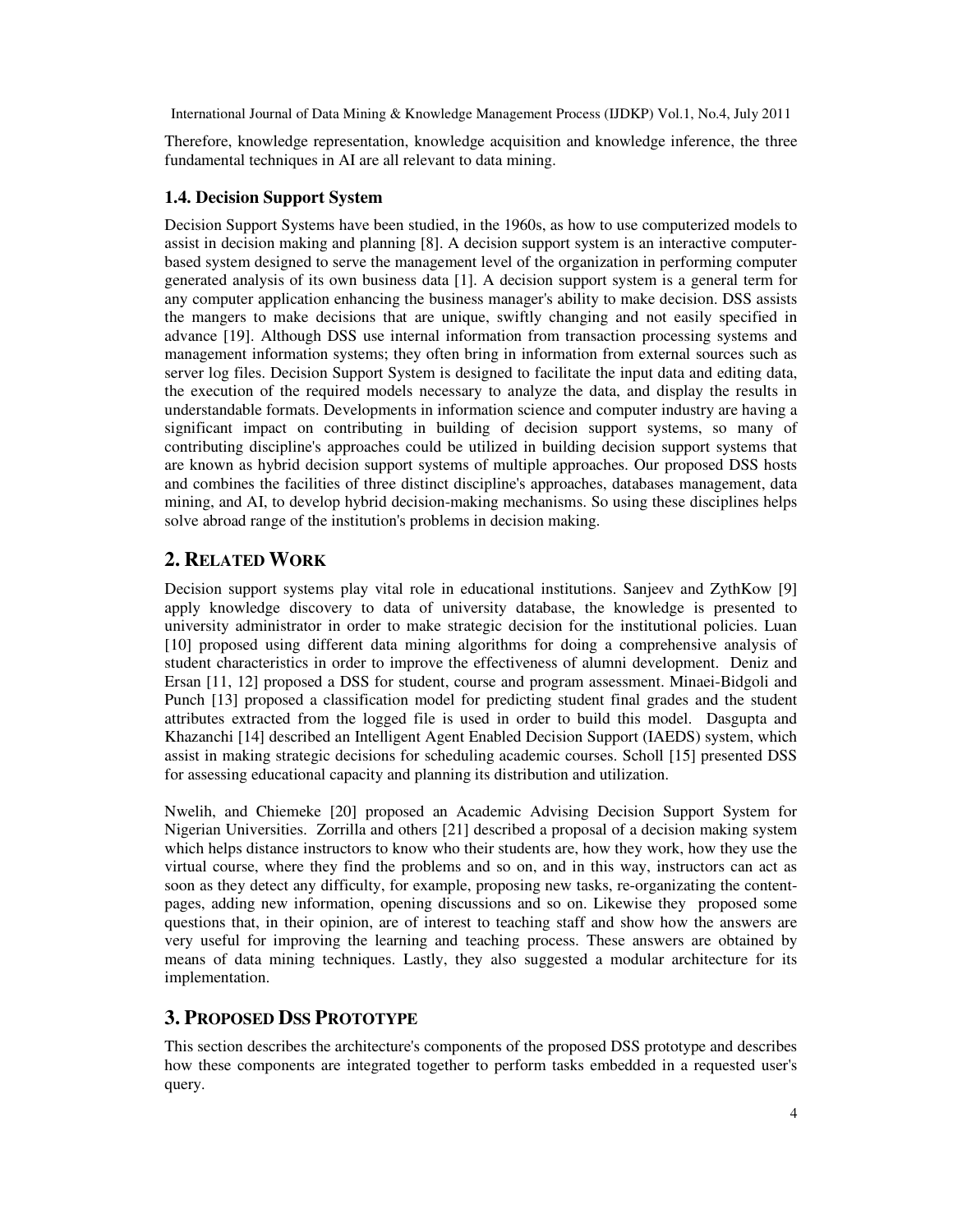Therefore, knowledge representation, knowledge acquisition and knowledge inference, the three fundamental techniques in AI are all relevant to data mining.

### 1.4. Decision Support System

Decision Support Systems have been studied, in the 1960s, as how to use computerized models to assist in decision making and planning [8]. A decision support system is an interactive computer-based system designed to serve the management level of the organization in performing computer generated analysis of its own business data [1]. A decision support system is a general term for any computer application enhancing the business manager's ability to make decision. DSS assists the mangers to make decisions that are unique, swiftly changing and not easily specified in advance [19]. Although DSS use internal information from transaction processing systems and management information systems; they often bring in information from external sources such as server log files. Decision Support System is designed to facilitate the input data and editing data, the execution of the required models necessary to analyze the data, and display the results in understandable formats. Developments in information science and computer industry are having a significant impact on contributing in building of decision support systems, so many of contributing discipline's approaches could be utilized in building decision support systems that are known as hybrid decision support systems of multiple approaches. Our proposed DSS hosts and combines the facilities of three distinct discipline's approaches, databases management, data mining, and AI, to develop hybrid decision-making mechanisms. So using these disciplines helps solve abroad range of the institution's problems in decision making.

## 2. Related Work

Decision support systems play vital role in educational institutions. Sanjeev and ZythKow [9] apply knowledge discovery to data of university database, the knowledge is presented to university administrator in order to make strategic decision for the institutional policies. Luan [10] proposed using different data mining algorithms for doing a comprehensive analysis of student characteristics in order to improve the effectiveness of alumni development. Deniz and Ersan [11, 12] proposed a DSS for student, course and program assessment. Minaei-Bidgoli and Punch [13] proposed a classification model for predicting student final grades and the student attributes extracted from the logged file is used in order to build this model. Dasgupta and Khazanchi [14] described an Intelligent Agent Enabled Decision Support (IAEDS) system, which assist in making strategic decisions for scheduling academic courses. Scholl [15] presented DSS for assessing educational capacity and planning its distribution and utilization.

Nwelih, and Chiemeke [20] proposed an Academic Advising Decision Support System for Nigerian Universities. Zorrilla and others [21] described a proposal of a decision making system which helps distance instructors to know who their students are, how they work, how they use the virtual course, where they find the problems and so on, and in this way, instructors can act as soon as they detect any difficulty, for example, proposing new tasks, re-organizating the content-pages, adding new information, opening discussions and so on. Likewise they proposed some questions that, in their opinion, are of interest to teaching staff and show how the answers are very useful for improving the learning and teaching process. These answers are obtained by means of data mining techniques. Lastly, they also suggested a modular architecture for its implementation.

## 3. Proposed DSS Prototype

This section describes the architecture's components of the proposed DSS prototype and describes how these components are integrated together to perform tasks embedded in a requested user's query.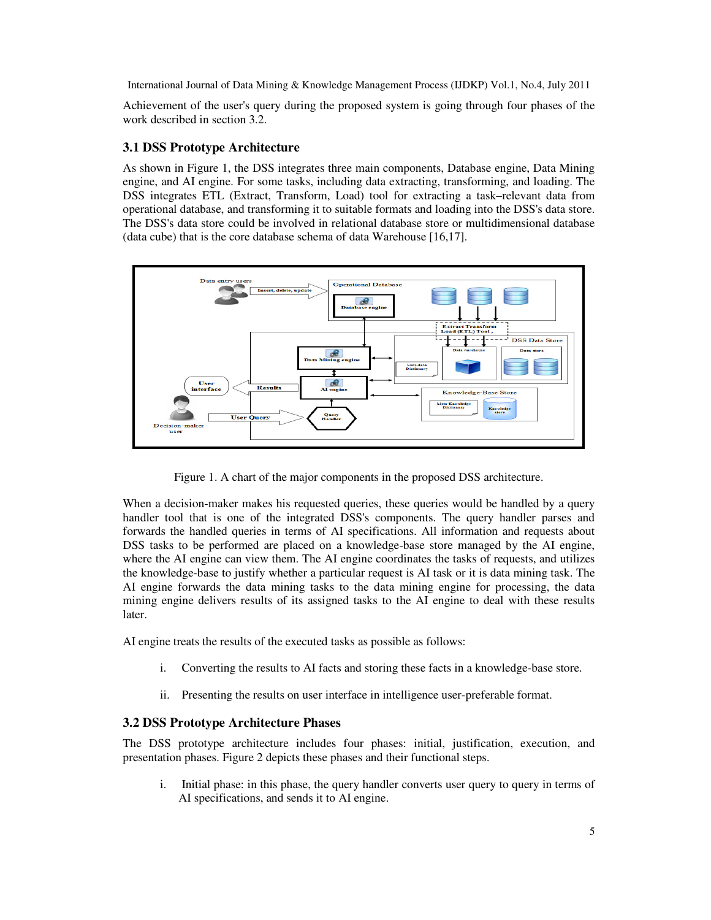Achievement of the user's query during the proposed system is going through four phases of the work described in section 3.2.

### 3.1 DSS Prototype Architecture

As shown in Figure 1, the DSS integrates three main components, Database engine, Data Mining engine, and AI engine. For some tasks, including data extracting, transforming, and loading. The DSS integrates ETL (Extract, Transform, Load) tool for extracting a task–relevant data from operational database, and transforming it to suitable formats and loading into the DSS's data store. The DSS's data store could be involved in relational database store or multidimensional database (data cube) that is the core database schema of data Warehouse [16,17].

Figure 1. A chart of the major components in the proposed DSS architecture.

When a decision-maker makes his requested queries, these queries would be handled by a query handler tool that is one of the integrated DSS's components. The query handler parses and forwards the handled queries in terms of AI specifications. All information and requests about DSS tasks to be performed are placed on a knowledge-base store managed by the AI engine, where the AI engine can view them. The AI engine coordinates the tasks of requests, and utilizes the knowledge-base to justify whether a particular request is AI task or it is data mining task. The AI engine forwards the data mining tasks to the data mining engine for processing, the data mining engine delivers results of its assigned tasks to the AI engine to deal with these results later.

AI engine treats the results of the executed tasks as possible as follows:

i. Converting the results to AI facts and storing these facts in a knowledge-base store.

ii. Presenting the results on user interface in intelligence user-preferable format.

### 3.2 DSS Prototype Architecture Phases

The DSS prototype architecture includes four phases: initial, justification, execution, and presentation phases. Figure 2 depicts these phases and their functional steps.

i. Initial phase: in this phase, the query handler converts user query to query in terms of AI specifications, and sends it to AI engine.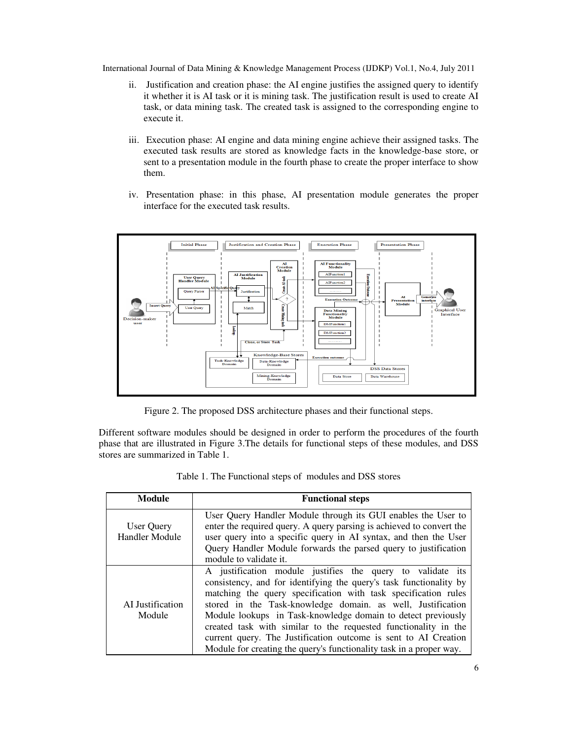ii. Justification and creation phase: the AI engine justifies the assigned query to identify it whether it is AI task or it is mining task. The justification result is used to create AI task, or data mining task. The created task is assigned to the corresponding engine to execute it.

iii. Execution phase: AI engine and data mining engine achieve their assigned tasks. The executed task results are stored as knowledge facts in the knowledge-base store, or sent to a presentation module in the fourth phase to create the proper interface to show them.

iv. Presentation phase: in this phase, AI presentation module generates the proper interface for the executed task results.

Figure 2. The proposed DSS architecture phases and their functional steps.

Different software modules should be designed in order to perform the procedures of the fourth phase that are illustrated in Figure 3.The details for functional steps of these modules, and DSS stores are summarized in Table 1.

Table 1. The Functional steps of modules and DSS stores

| Module | Functional steps |
|---|---|
| User Query Handler Module | User Query Handler Module through its GUI enables the User to enter the required query. A query parsing is achieved to convert the user query into a specific query in AI syntax, and then the User Query Handler Module forwards the parsed query to justification module to validate it. |
| AI Justification Module | A justification module justifies the query to validate its consistency, and for identifying the query's task functionality by matching the query specification with task specification rules stored in the Task-knowledge domain. as well, Justification Module lookups in Task-knowledge domain to detect previously created task with similar to the requested functionality in the current query. The Justification outcome is sent to AI Creation Module for creating the query's functionality task in a proper way. |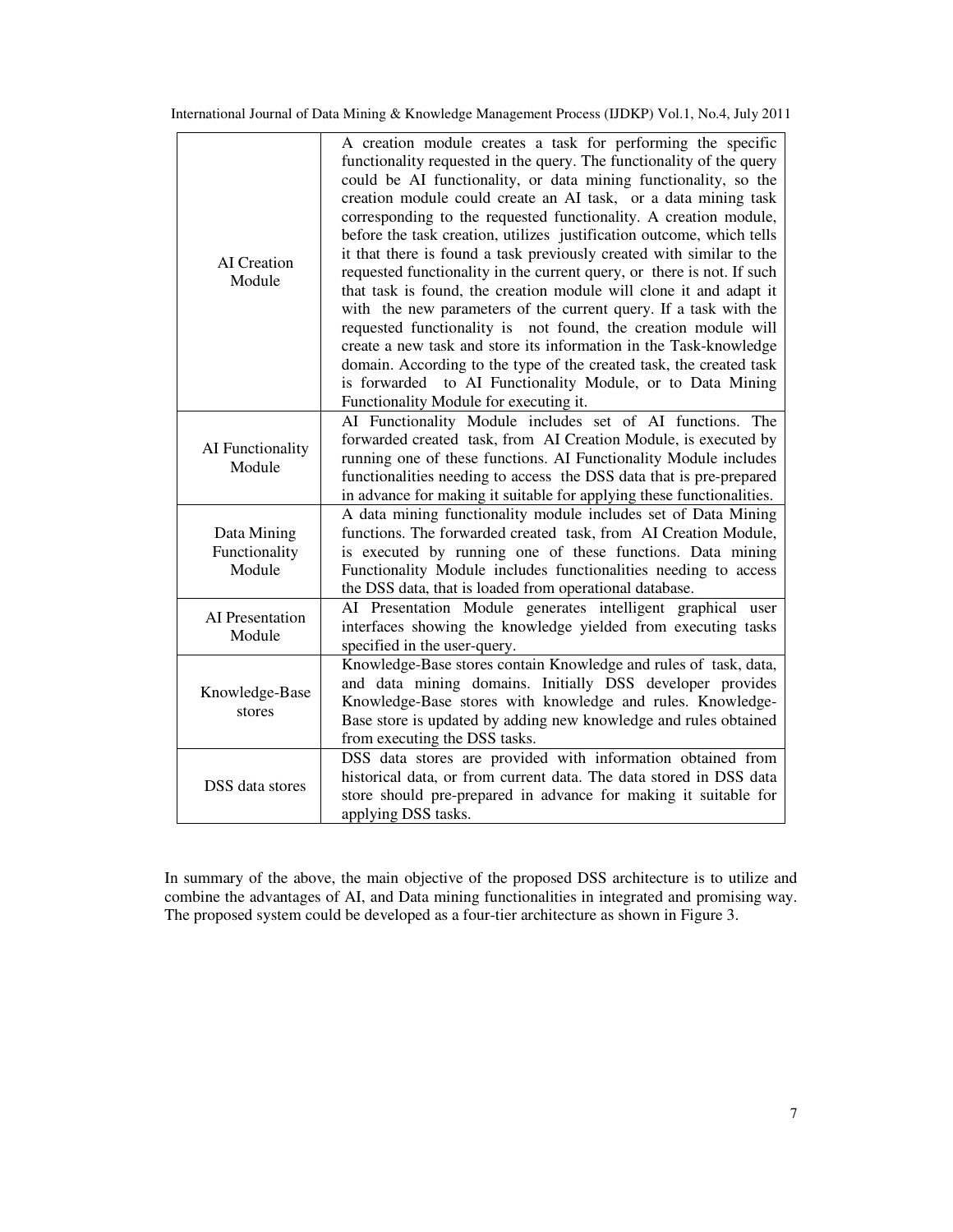| | |
|---|---|
| AI Creation Module | A creation module creates a task for performing the specific functionality requested in the query. The functionality of the query could be AI functionality, or data mining functionality, so the creation module could create an AI task, or a data mining task corresponding to the requested functionality. A creation module, before the task creation, utilizes justification outcome, which tells it that there is found a task previously created with similar to the requested functionality in the current query, or there is not. If such that task is found, the creation module will clone it and adapt it with the new parameters of the current query. If a task with the requested functionality is not found, the creation module will create a new task and store its information in the Task-knowledge domain. According to the type of the created task, the created task is forwarded to AI Functionality Module, or to Data Mining Functionality Module for executing it. |
| AI Functionality Module | AI Functionality Module includes set of AI functions. The forwarded created task, from AI Creation Module, is executed by running one of these functions. AI Functionality Module includes functionalities needing to access the DSS data that is pre-prepared in advance for making it suitable for applying these functionalities. |
| Data Mining Functionality Module | A data mining functionality module includes set of Data Mining functions. The forwarded created task, from AI Creation Module, is executed by running one of these functions. Data mining Functionality Module includes functionalities needing to access the DSS data, that is loaded from operational database. |
| AI Presentation Module | AI Presentation Module generates intelligent graphical user interfaces showing the knowledge yielded from executing tasks specified in the user-query. |
| Knowledge-Base stores | Knowledge-Base stores contain Knowledge and rules of task, data, and data mining domains. Initially DSS developer provides Knowledge-Base stores with knowledge and rules. Knowledge-Base store is updated by adding new knowledge and rules obtained from executing the DSS tasks. |
| DSS data stores | DSS data stores are provided with information obtained from historical data, or from current data. The data stored in DSS data store should pre-prepared in advance for making it suitable for applying DSS tasks. |

In summary of the above, the main objective of the proposed DSS architecture is to utilize and combine the advantages of AI, and Data mining functionalities in integrated and promising way. The proposed system could be developed as a four-tier architecture as shown in Figure 3.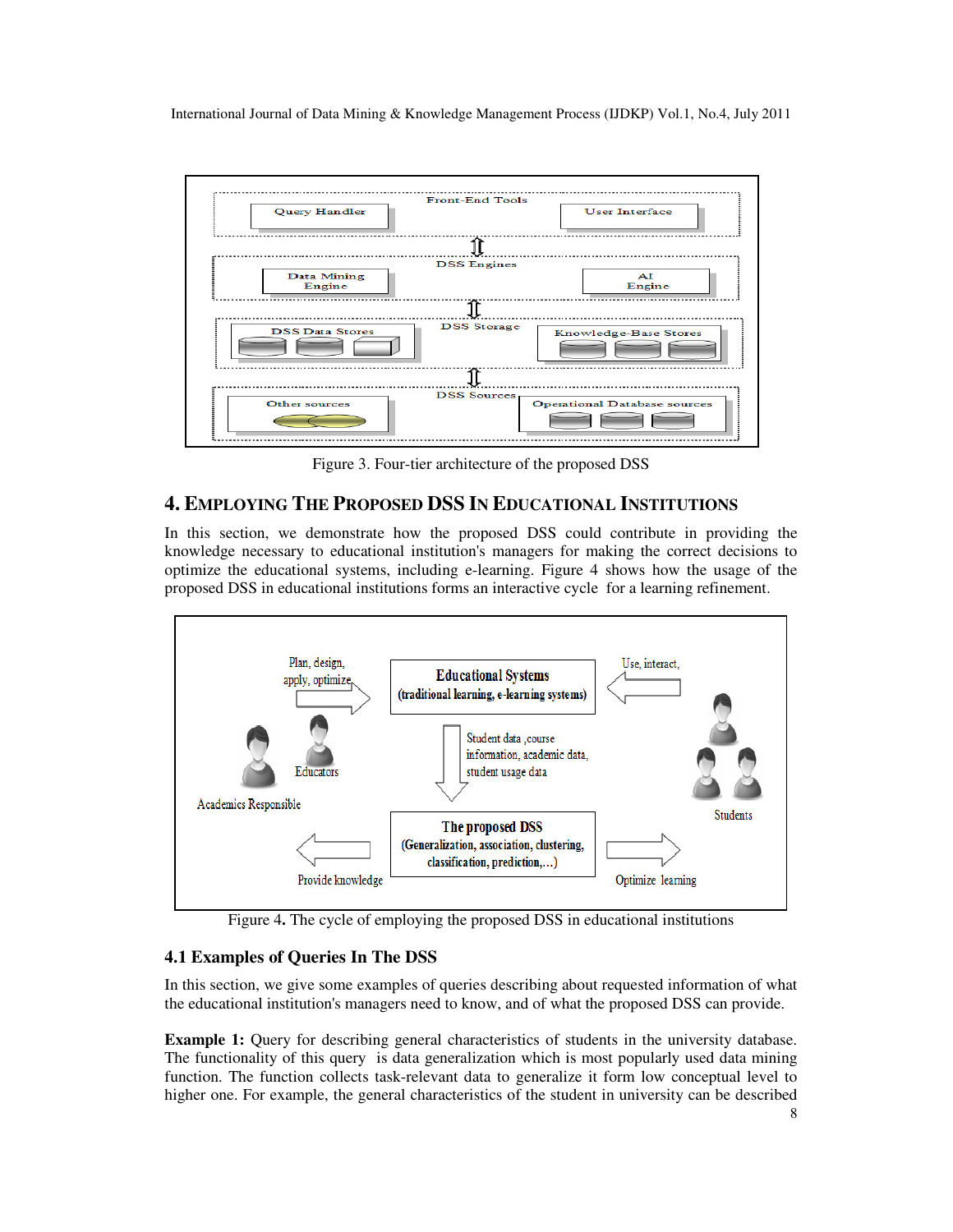Figure 3. Four-tier architecture of the proposed DSS

## 4. EMPLOYING THE PROPOSED DSS IN EDUCATIONAL INSTITUTIONS

In this section, we demonstrate how the proposed DSS could contribute in providing the knowledge necessary to educational institution's managers for making the correct decisions to optimize the educational systems, including e-learning. Figure 4 shows how the usage of the proposed DSS in educational institutions forms an interactive cycle for a learning refinement.

Figure 4. The cycle of employing the proposed DSS in educational institutions

### 4.1 Examples of Queries In The DSS

In this section, we give some examples of queries describing about requested information of what the educational institution's managers need to know, and of what the proposed DSS can provide.

**Example 1:** Query for describing general characteristics of students in the university database. The functionality of this query is data generalization which is most popularly used data mining function. The function collects task-relevant data to generalize it form low conceptual level to higher one. For example, the general characteristics of the student in university can be described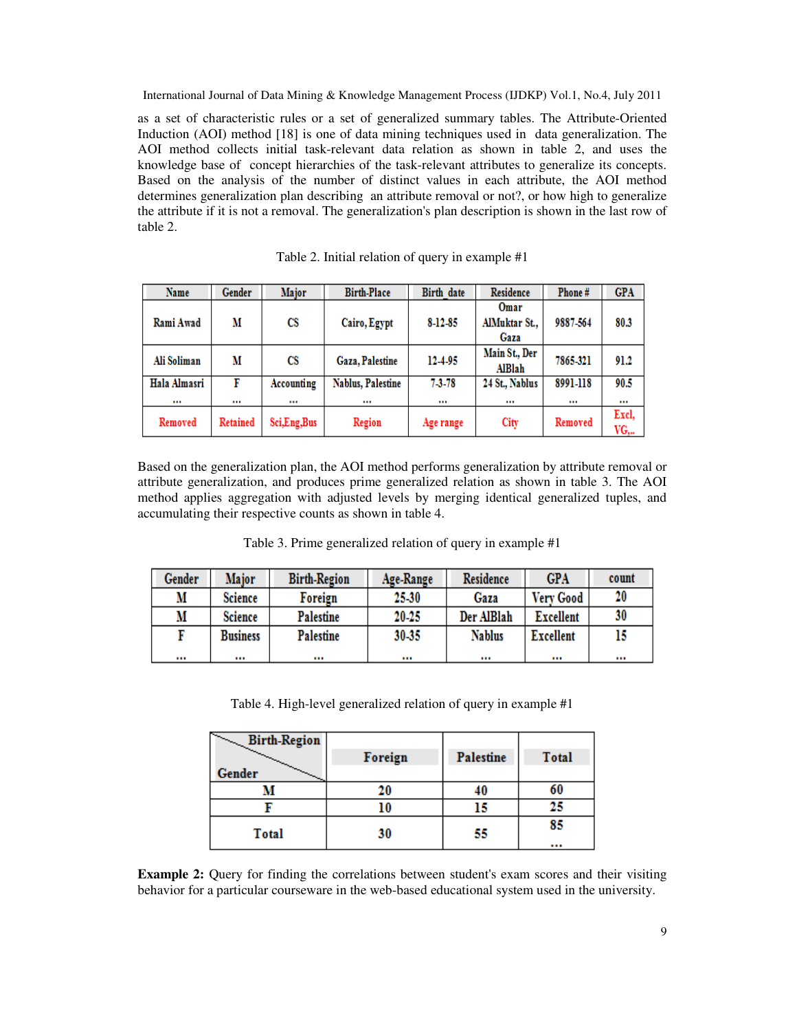as a set of characteristic rules or a set of generalized summary tables. The Attribute-Oriented Induction (AOI) method [18] is one of data mining techniques used in data generalization. The AOI method collects initial task-relevant data relation as shown in table 2, and uses the knowledge base of concept hierarchies of the task-relevant attributes to generalize its concepts. Based on the analysis of the number of distinct values in each attribute, the AOI method determines generalization plan describing an attribute removal or not?, or how high to generalize the attribute if it is not a removal. The generalization's plan description is shown in the last row of table 2.

Table 2. Initial relation of query in example #1

| Name | Gender | Major | Birth-Place | Birth_date | Residence | Phone # | GPA |
|---|---|---|---|---|---|---|---|
| Rami Awad | M | CS | Cairo, Egypt | 8-12-85 | Omar AlMuktar St., Gaza | 9887-564 | 80.3 |
| Ali Soliman | M | CS | Gaza, Palestine | 12-4-95 | Main St., Der AlBlah | 7865-321 | 91.2 |
| Hala Almasri | F | Accounting | Nablus, Palestine | 7-3-78 | 24 St., Nablus | 8991-118 | 90.5 |
| ... | ... | ... | ... | ... | ... | ... | ... |
| Removed | Retained | Sci,Eng,Bus | Region | Age range | City | Removed | Excl, VG,.. |

Based on the generalization plan, the AOI method performs generalization by attribute removal or attribute generalization, and produces prime generalized relation as shown in table 3. The AOI method applies aggregation with adjusted levels by merging identical generalized tuples, and accumulating their respective counts as shown in table 4.

Table 3. Prime generalized relation of query in example #1

| Gender | Major | Birth-Region | Age-Range | Residence | GPA | count |
|---|---|---|---|---|---|---|
| M | Science | Foreign | 25-30 | Gaza | Very Good | 20 |
| M | Science | Palestine | 20-25 | Der AlBlah | Excellent | 30 |
| F | Business | Palestine | 30-35 | Nablus | Excellent | 15 |
| ... | ... | ... | ... | ... | ... | ... |

Table 4. High-level generalized relation of query in example #1

| Gender \ Birth-Region | Foreign | Palestine | Total |
|---|---|---|---|
| M | 20 | 40 | 60 |
| F | 10 | 15 | 25 |
| Total | 30 | 55 | 85 ... |

**Example 2:** Query for finding the correlations between student's exam scores and their visiting behavior for a particular courseware in the web-based educational system used in the university.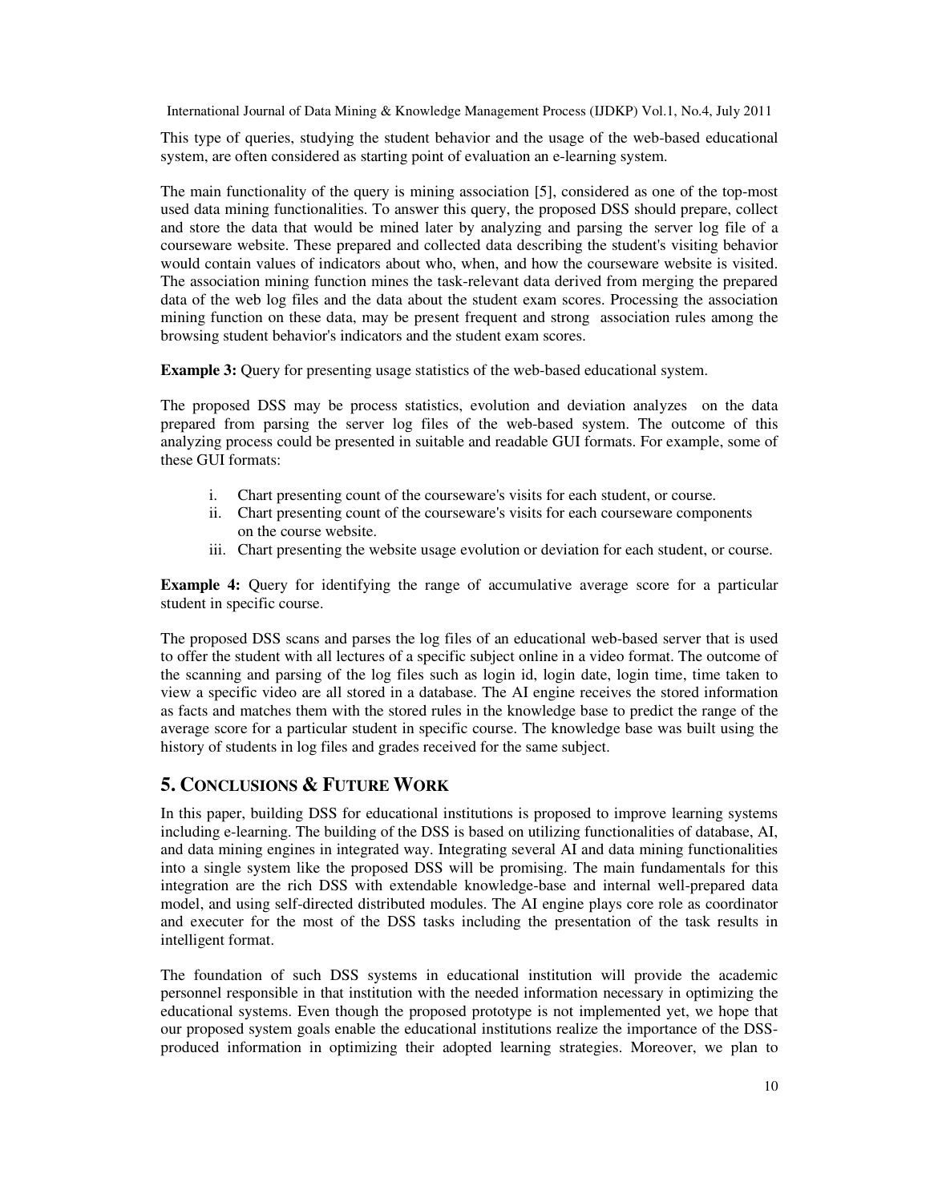This type of queries, studying the student behavior and the usage of the web-based educational system, are often considered as starting point of evaluation an e-learning system.

The main functionality of the query is mining association [5], considered as one of the top-most used data mining functionalities. To answer this query, the proposed DSS should prepare, collect and store the data that would be mined later by analyzing and parsing the server log file of a courseware website. These prepared and collected data describing the student's visiting behavior would contain values of indicators about who, when, and how the courseware website is visited. The association mining function mines the task-relevant data derived from merging the prepared data of the web log files and the data about the student exam scores. Processing the association mining function on these data, may be present frequent and strong association rules among the browsing student behavior's indicators and the student exam scores.

**Example 3:** Query for presenting usage statistics of the web-based educational system.

The proposed DSS may be process statistics, evolution and deviation analyzes on the data prepared from parsing the server log files of the web-based system. The outcome of this analyzing process could be presented in suitable and readable GUI formats. For example, some of these GUI formats:

i. Chart presenting count of the courseware's visits for each student, or course.
ii. Chart presenting count of the courseware's visits for each courseware components on the course website.
iii. Chart presenting the website usage evolution or deviation for each student, or course.

**Example 4:** Query for identifying the range of accumulative average score for a particular student in specific course.

The proposed DSS scans and parses the log files of an educational web-based server that is used to offer the student with all lectures of a specific subject online in a video format. The outcome of the scanning and parsing of the log files such as login id, login date, login time, time taken to view a specific video are all stored in a database. The AI engine receives the stored information as facts and matches them with the stored rules in the knowledge base to predict the range of the average score for a particular student in specific course. The knowledge base was built using the history of students in log files and grades received for the same subject.

## 5. Conclusions & Future Work

In this paper, building DSS for educational institutions is proposed to improve learning systems including e-learning. The building of the DSS is based on utilizing functionalities of database, AI, and data mining engines in integrated way. Integrating several AI and data mining functionalities into a single system like the proposed DSS will be promising. The main fundamentals for this integration are the rich DSS with extendable knowledge-base and internal well-prepared data model, and using self-directed distributed modules. The AI engine plays core role as coordinator and executer for the most of the DSS tasks including the presentation of the task results in intelligent format.

The foundation of such DSS systems in educational institution will provide the academic personnel responsible in that institution with the needed information necessary in optimizing the educational systems. Even though the proposed prototype is not implemented yet, we hope that our proposed system goals enable the educational institutions realize the importance of the DSS-produced information in optimizing their adopted learning strategies. Moreover, we plan to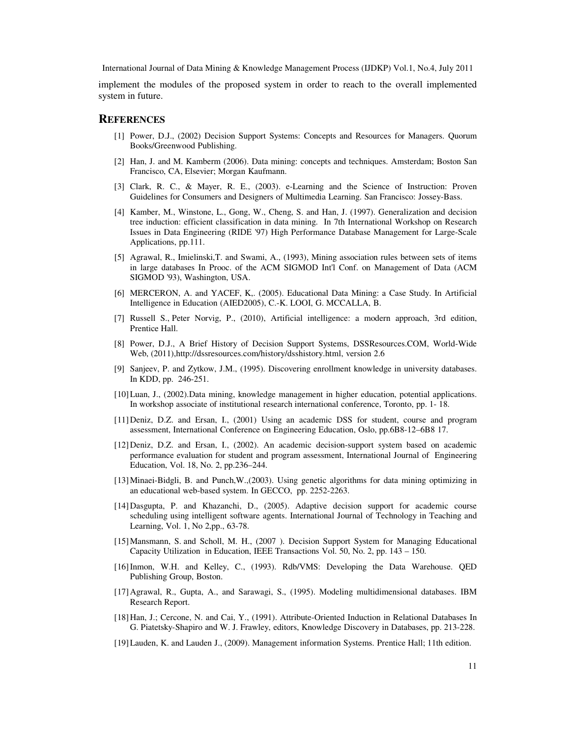implement the modules of the proposed system in order to reach to the overall implemented system in future.

## REFERENCES

[1] Power, D.J., (2002) Decision Support Systems: Concepts and Resources for Managers. Quorum Books/Greenwood Publishing.

[2] Han, J. and M. Kamberm (2006). Data mining: concepts and techniques. Amsterdam; Boston San Francisco, CA, Elsevier; Morgan Kaufmann.

[3] Clark, R. C., & Mayer, R. E., (2003). e-Learning and the Science of Instruction: Proven Guidelines for Consumers and Designers of Multimedia Learning. San Francisco: Jossey-Bass.

[4] Kamber, M., Winstone, L., Gong, W., Cheng, S. and Han, J. (1997). Generalization and decision tree induction: efficient classification in data mining. In 7th International Workshop on Research Issues in Data Engineering (RIDE '97) High Performance Database Management for Large-Scale Applications, pp.111.

[5] Agrawal, R., Imielinski,T. and Swami, A., (1993), Mining association rules between sets of items in large databases In Prooc. of the ACM SIGMOD Int'l Conf. on Management of Data (ACM SIGMOD '93), Washington, USA.

[6] MERCERON, A. and YACEF, K,. (2005). Educational Data Mining: a Case Study. In Artificial Intelligence in Education (AIED2005), C.-K. LOOI, G. MCCALLA, B.

[7] Russell S., Peter Norvig, P., (2010), Artificial intelligence: a modern approach, 3rd edition, Prentice Hall.

[8] Power, D.J., A Brief History of Decision Support Systems, DSSResources.COM, World-Wide Web, (2011),http://dssresources.com/history/dsshistory.html, version 2.6

[9] Sanjeev, P. and Zytkow, J.M., (1995). Discovering enrollment knowledge in university databases. In KDD, pp. 246-251.

[10] Luan, J., (2002).Data mining, knowledge management in higher education, potential applications. In workshop associate of institutional research international conference, Toronto, pp. 1- 18.

[11] Deniz, D.Z. and Ersan, I., (2001) Using an academic DSS for student, course and program assessment, International Conference on Engineering Education, Oslo, pp.6B8-12–6B8 17.

[12] Deniz, D.Z. and Ersan, I., (2002). An academic decision-support system based on academic performance evaluation for student and program assessment, International Journal of Engineering Education, Vol. 18, No. 2, pp.236–244.

[13] Minaei-Bidgli, B. and Punch,W.,(2003). Using genetic algorithms for data mining optimizing in an educational web-based system. In GECCO, pp. 2252-2263.

[14] Dasgupta, P. and Khazanchi, D., (2005). Adaptive decision support for academic course scheduling using intelligent software agents. International Journal of Technology in Teaching and Learning, Vol. 1, No 2,pp., 63-78.

[15] Mansmann, S. and Scholl, M. H., (2007 ). Decision Support System for Managing Educational Capacity Utilization in Education, IEEE Transactions Vol. 50, No. 2, pp. 143 – 150.

[16] Inmon, W.H. and Kelley, C., (1993). Rdb/VMS: Developing the Data Warehouse. QED Publishing Group, Boston.

[17] Agrawal, R., Gupta, A., and Sarawagi, S., (1995). Modeling multidimensional databases. IBM Research Report.

[18] Han, J.; Cercone, N. and Cai, Y., (1991). Attribute-Oriented Induction in Relational Databases In G. Piatetsky-Shapiro and W. J. Frawley, editors, Knowledge Discovery in Databases, pp. 213-228.

[19] Lauden, K. and Lauden J., (2009). Management information Systems. Prentice Hall; 11th edition.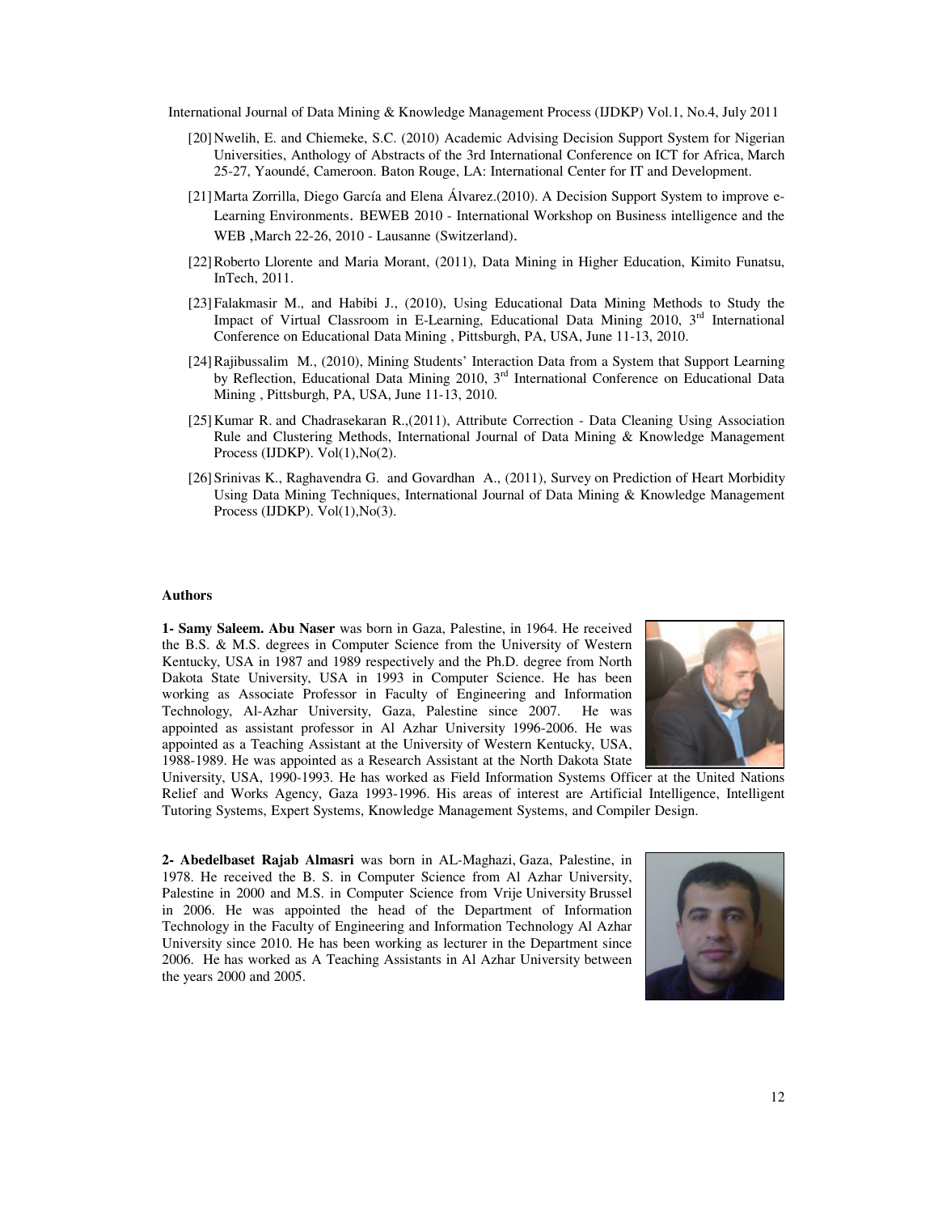[20] Nwelih, E. and Chiemeke, S.C. (2010) Academic Advising Decision Support System for Nigerian Universities, Anthology of Abstracts of the 3rd International Conference on ICT for Africa, March 25-27, Yaoundé, Cameroon. Baton Rouge, LA: International Center for IT and Development.

[21] Marta Zorrilla, Diego García and Elena Álvarez.(2010). A Decision Support System to improve e-Learning Environments. BEWEB 2010 - International Workshop on Business intelligence and the WEB ,March 22-26, 2010 - Lausanne (Switzerland).

[22] Roberto Llorente and Maria Morant, (2011), Data Mining in Higher Education, Kimito Funatsu, InTech, 2011.

[23] Falakmasir M., and Habibi J., (2010), Using Educational Data Mining Methods to Study the Impact of Virtual Classroom in E-Learning, Educational Data Mining 2010, 3rd International Conference on Educational Data Mining , Pittsburgh, PA, USA, June 11-13, 2010.

[24] Rajibussalim M., (2010), Mining Students' Interaction Data from a System that Support Learning by Reflection, Educational Data Mining 2010, 3rd International Conference on Educational Data Mining , Pittsburgh, PA, USA, June 11-13, 2010.

[25] Kumar R. and Chadrasekaran R.,(2011), Attribute Correction - Data Cleaning Using Association Rule and Clustering Methods, International Journal of Data Mining & Knowledge Management Process (IJDKP). Vol(1),No(2).

[26] Srinivas K., Raghavendra G. and Govardhan A., (2011), Survey on Prediction of Heart Morbidity Using Data Mining Techniques, International Journal of Data Mining & Knowledge Management Process (IJDKP). Vol(1),No(3).

### Authors

**1- Samy Saleem. Abu Naser** was born in Gaza, Palestine, in 1964. He received the B.S. & M.S. degrees in Computer Science from the University of Western Kentucky, USA in 1987 and 1989 respectively and the Ph.D. degree from North Dakota State University, USA in 1993 in Computer Science. He has been working as Associate Professor in Faculty of Engineering and Information Technology, Al-Azhar University, Gaza, Palestine since 2007. He was appointed as assistant professor in Al Azhar University 1996-2006. He was appointed as a Teaching Assistant at the University of Western Kentucky, USA, 1988-1989. He was appointed as a Research Assistant at the North Dakota State University, USA, 1990-1993. He has worked as Field Information Systems Officer at the United Nations Relief and Works Agency, Gaza 1993-1996. His areas of interest are Artificial Intelligence, Intelligent Tutoring Systems, Expert Systems, Knowledge Management Systems, and Compiler Design.

**2- Abedelbaset Rajab Almasri** was born in AL-Maghazi, Gaza, Palestine, in 1978. He received the B. S. in Computer Science from Al Azhar University, Palestine in 2000 and M.S. in Computer Science from Vrije University Brussel in 2006. He was appointed the head of the Department of Information Technology in the Faculty of Engineering and Information Technology Al Azhar University since 2010. He has been working as lecturer in the Department since 2006. He has worked as A Teaching Assistants in Al Azhar University between the years 2000 and 2005.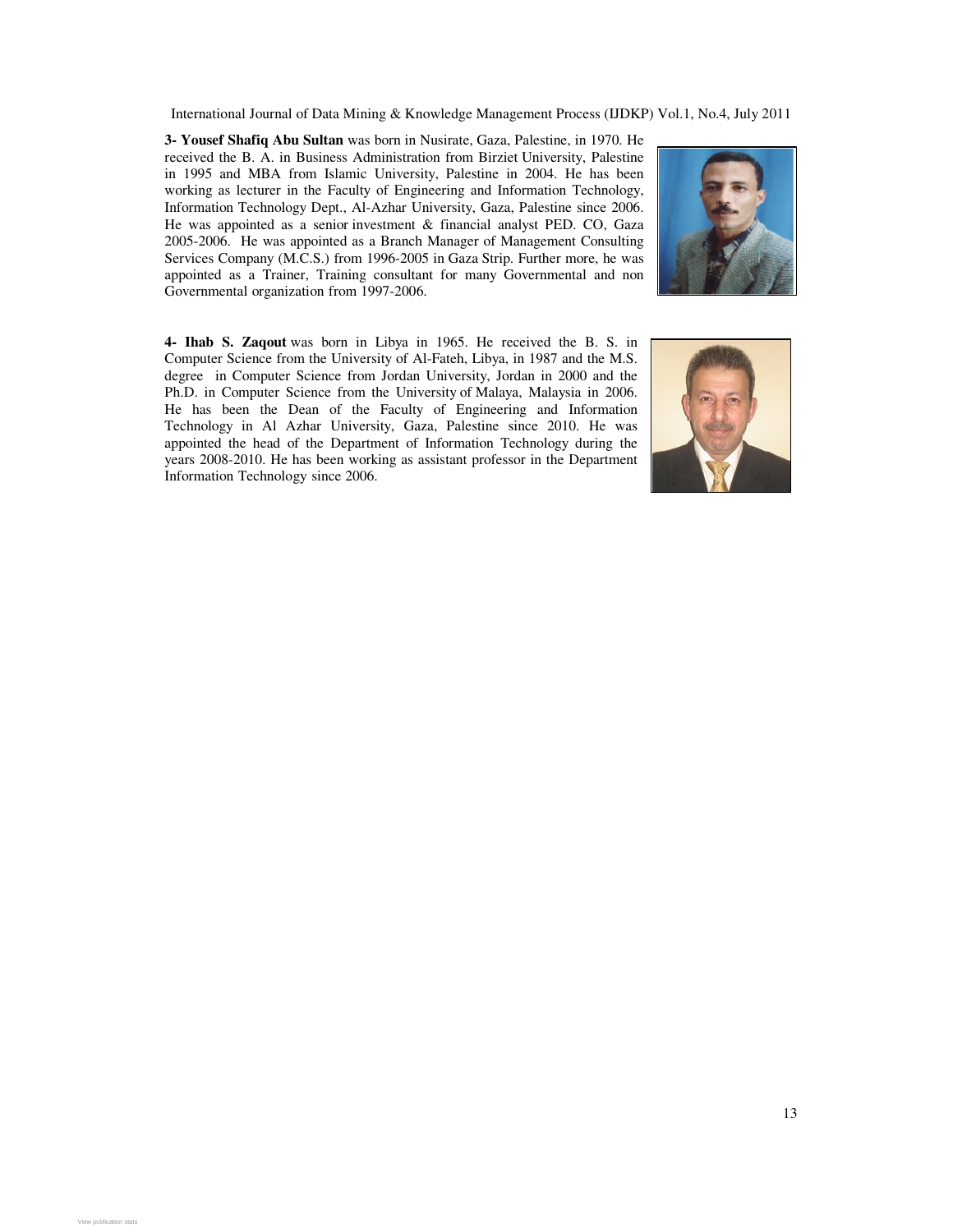**3- Yousef Shafiq Abu Sultan** was born in Nusirate, Gaza, Palestine, in 1970. He received the B. A. in Business Administration from Birziet University, Palestine in 1995 and MBA from Islamic University, Palestine in 2004. He has been working as lecturer in the Faculty of Engineering and Information Technology, Information Technology Dept., Al-Azhar University, Gaza, Palestine since 2006. He was appointed as a senior investment & financial analyst PED. CO, Gaza 2005-2006. He was appointed as a Branch Manager of Management Consulting Services Company (M.C.S.) from 1996-2005 in Gaza Strip. Further more, he was appointed as a Trainer, Training consultant for many Governmental and non Governmental organization from 1997-2006.

**4- Ihab S. Zaqout** was born in Libya in 1965. He received the B. S. in Computer Science from the University of Al-Fateh, Libya, in 1987 and the M.S. degree in Computer Science from Jordan University, Jordan in 2000 and the Ph.D. in Computer Science from the University of Malaya, Malaysia in 2006. He has been the Dean of the Faculty of Engineering and Information Technology in Al Azhar University, Gaza, Palestine since 2010. He was appointed the head of the Department of Information Technology during the years 2008-2010. He has been working as assistant professor in the Department Information Technology since 2006.